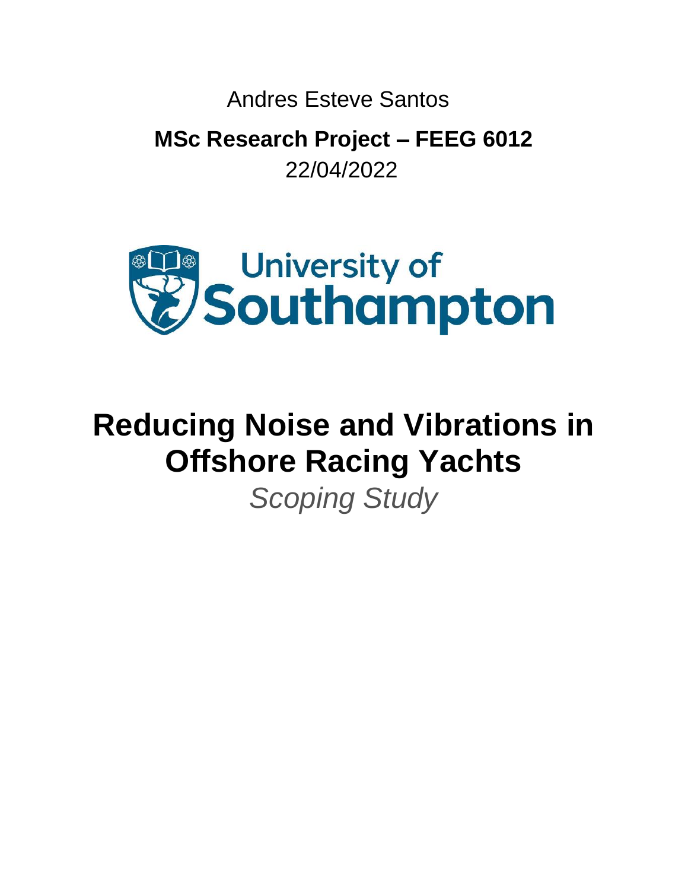Andres Esteve Santos

**MSc Research Project – FEEG 6012**

22/04/2022

University of Southampton

# Reducing Noise and Vibrations in Offshore Racing Yachts

*Scoping Study*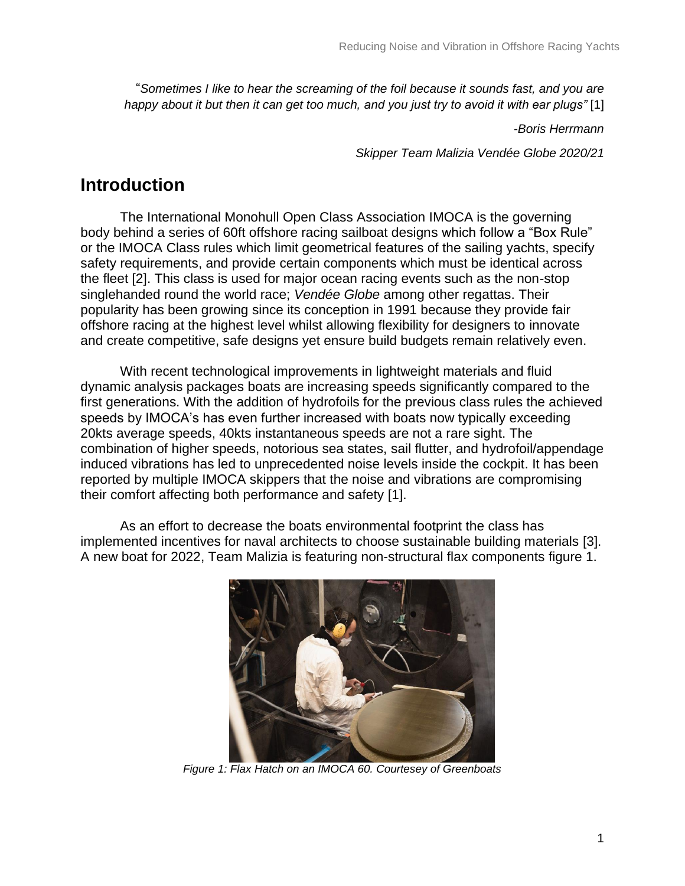"*Sometimes I like to hear the screaming of the foil because it sounds fast, and you are happy about it but then it can get too much, and you just try to avoid it with ear plugs"* [1]

*-Boris Herrmann*

*Skipper Team Malizia Vendée Globe 2020/21*

# Introduction

The International Monohull Open Class Association IMOCA is the governing body behind a series of 60ft offshore racing sailboat designs which follow a "Box Rule" or the IMOCA Class rules which limit geometrical features of the sailing yachts, specify safety requirements, and provide certain components which must be identical across the fleet [2]. This class is used for major ocean racing events such as the non-stop singlehanded round the world race; *Vendée Globe* among other regattas. Their popularity has been growing since its conception in 1991 because they provide fair offshore racing at the highest level whilst allowing flexibility for designers to innovate and create competitive, safe designs yet ensure build budgets remain relatively even.

With recent technological improvements in lightweight materials and fluid dynamic analysis packages boats are increasing speeds significantly compared to the first generations. With the addition of hydrofoils for the previous class rules the achieved speeds by IMOCA's has even further increased with boats now typically exceeding 20kts average speeds, 40kts instantaneous speeds are not a rare sight. The combination of higher speeds, notorious sea states, sail flutter, and hydrofoil/appendage induced vibrations has led to unprecedented noise levels inside the cockpit. It has been reported by multiple IMOCA skippers that the noise and vibrations are compromising their comfort affecting both performance and safety [1].

As an effort to decrease the boats environmental footprint the class has implemented incentives for naval architects to choose sustainable building materials [3]. A new boat for 2022, Team Malizia is featuring non-structural flax components figure 1.

*Figure 1: Flax Hatch on an IMOCA 60. Courtesey of Greenboats*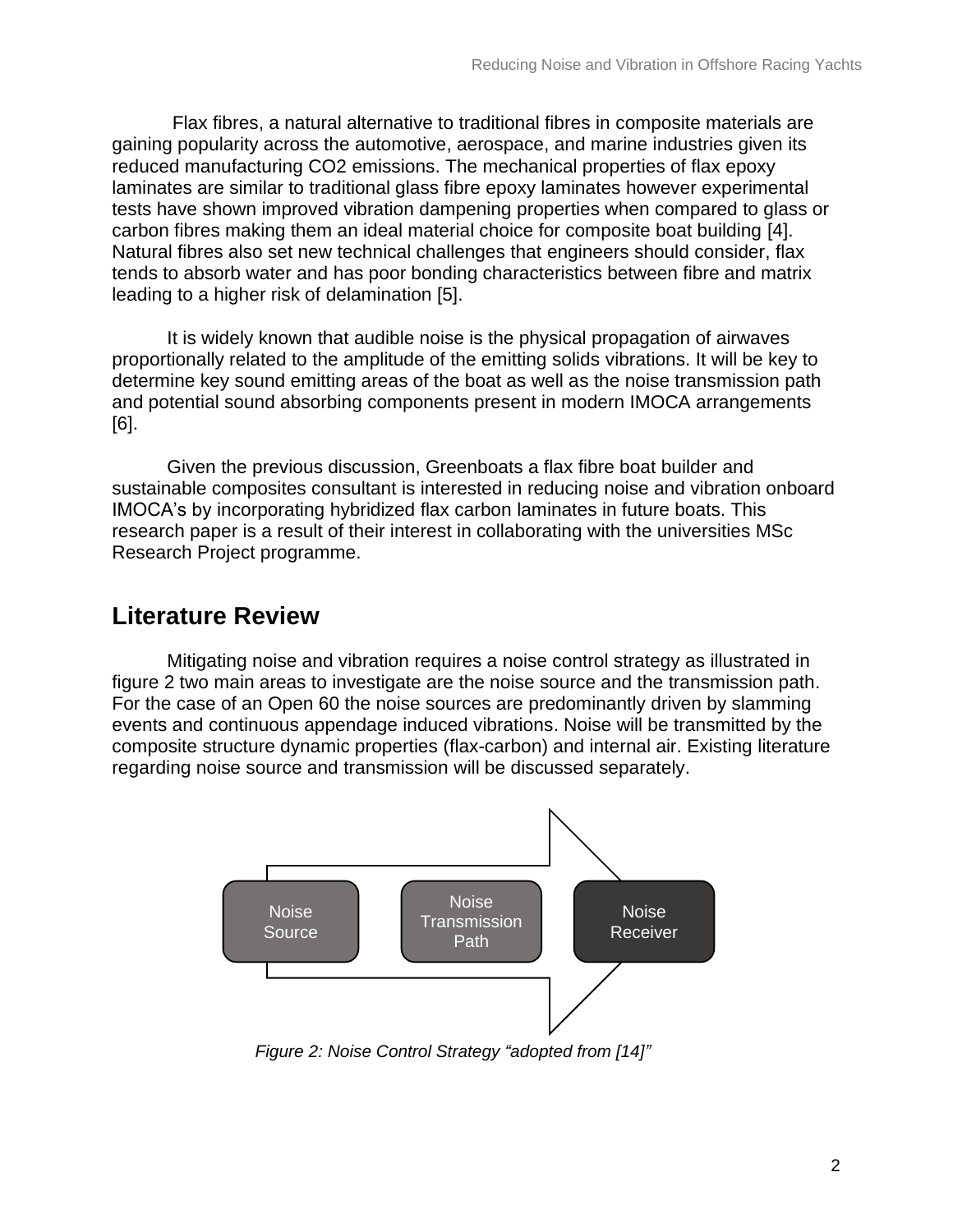Flax fibres, a natural alternative to traditional fibres in composite materials are gaining popularity across the automotive, aerospace, and marine industries given its reduced manufacturing CO2 emissions. The mechanical properties of flax epoxy laminates are similar to traditional glass fibre epoxy laminates however experimental tests have shown improved vibration dampening properties when compared to glass or carbon fibres making them an ideal material choice for composite boat building [4]. Natural fibres also set new technical challenges that engineers should consider, flax tends to absorb water and has poor bonding characteristics between fibre and matrix leading to a higher risk of delamination [5].

It is widely known that audible noise is the physical propagation of airwaves proportionally related to the amplitude of the emitting solids vibrations. It will be key to determine key sound emitting areas of the boat as well as the noise transmission path and potential sound absorbing components present in modern IMOCA arrangements [6].

Given the previous discussion, Greenboats a flax fibre boat builder and sustainable composites consultant is interested in reducing noise and vibration onboard IMOCA's by incorporating hybridized flax carbon laminates in future boats. This research paper is a result of their interest in collaborating with the universities MSc Research Project programme.

## Literature Review

Mitigating noise and vibration requires a noise control strategy as illustrated in figure 2 two main areas to investigate are the noise source and the transmission path. For the case of an Open 60 the noise sources are predominantly driven by slamming events and continuous appendage induced vibrations. Noise will be transmitted by the composite structure dynamic properties (flax-carbon) and internal air. Existing literature regarding noise source and transmission will be discussed separately.

Noise Source → Noise Transmission Path → Noise Receiver

*Figure 2: Noise Control Strategy "adopted from [14]"*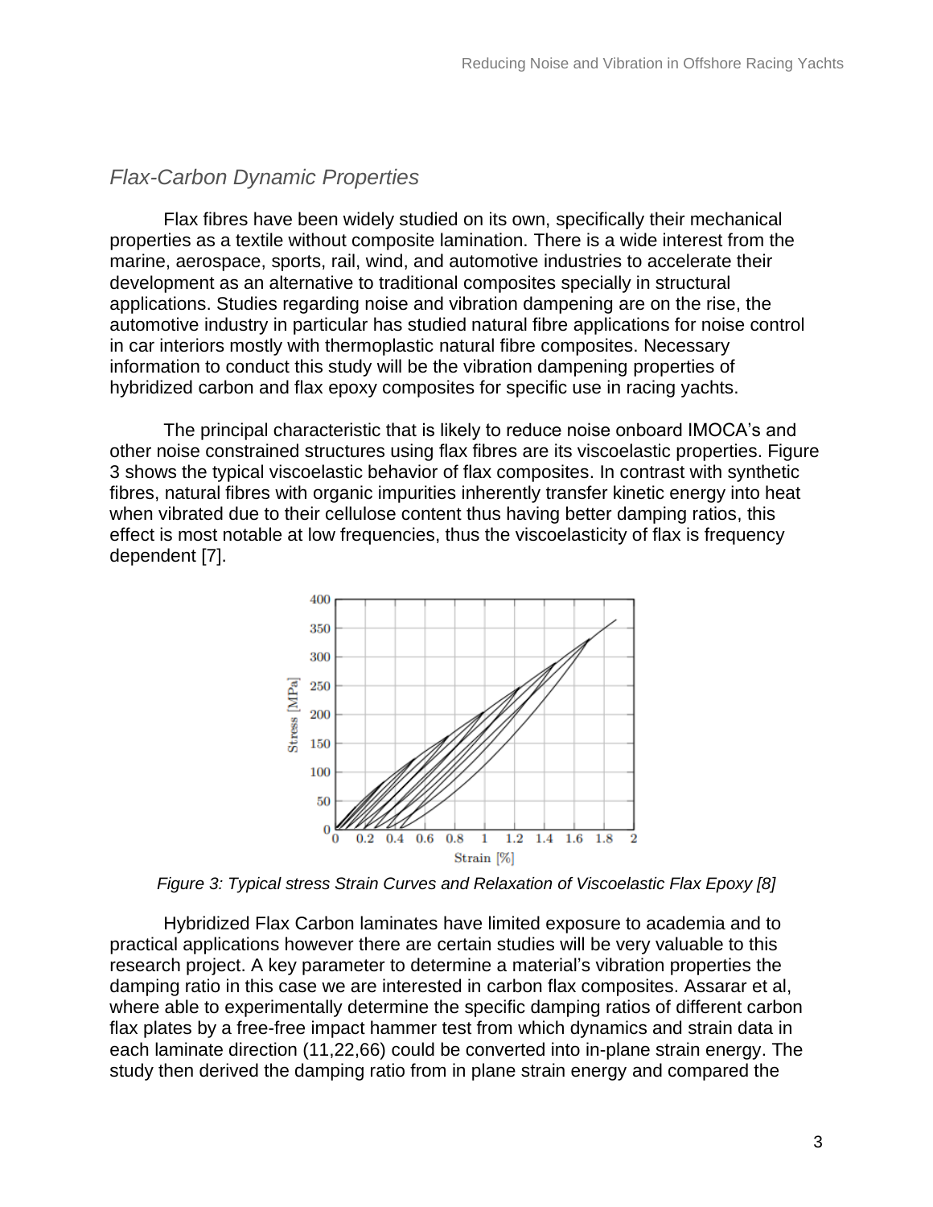## *Flax-Carbon Dynamic Properties*

Flax fibres have been widely studied on its own, specifically their mechanical properties as a textile without composite lamination. There is a wide interest from the marine, aerospace, sports, rail, wind, and automotive industries to accelerate their development as an alternative to traditional composites specially in structural applications. Studies regarding noise and vibration dampening are on the rise, the automotive industry in particular has studied natural fibre applications for noise control in car interiors mostly with thermoplastic natural fibre composites. Necessary information to conduct this study will be the vibration dampening properties of hybridized carbon and flax epoxy composites for specific use in racing yachts.

The principal characteristic that is likely to reduce noise onboard IMOCA's and other noise constrained structures using flax fibres are its viscoelastic properties. Figure 3 shows the typical viscoelastic behavior of flax composites. In contrast with synthetic fibres, natural fibres with organic impurities inherently transfer kinetic energy into heat when vibrated due to their cellulose content thus having better damping ratios, this effect is most notable at low frequencies, thus the viscoelasticity of flax is frequency dependent [7].

*Figure 3: Typical stress Strain Curves and Relaxation of Viscoelastic Flax Epoxy [8]*

Hybridized Flax Carbon laminates have limited exposure to academia and to practical applications however there are certain studies will be very valuable to this research project. A key parameter to determine a material's vibration properties the damping ratio in this case we are interested in carbon flax composites. Assarar et al, where able to experimentally determine the specific damping ratios of different carbon flax plates by a free-free impact hammer test from which dynamics and strain data in each laminate direction (11,22,66) could be converted into in-plane strain energy. The study then derived the damping ratio from in plane strain energy and compared the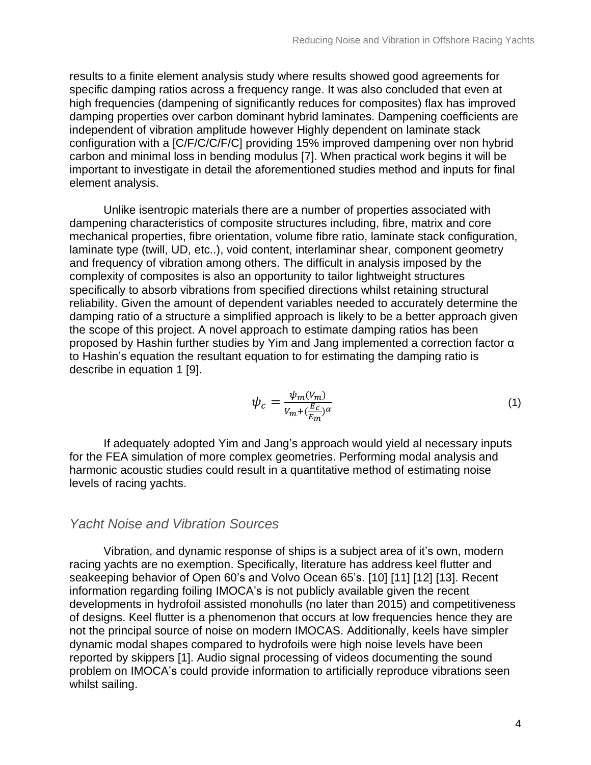results to a finite element analysis study where results showed good agreements for specific damping ratios across a frequency range. It was also concluded that even at high frequencies (dampening of significantly reduces for composites) flax has improved damping properties over carbon dominant hybrid laminates. Dampening coefficients are independent of vibration amplitude however Highly dependent on laminate stack configuration with a [C/F/C/C/F/C] providing 15% improved dampening over non hybrid carbon and minimal loss in bending modulus [7]. When practical work begins it will be important to investigate in detail the aforementioned studies method and inputs for final element analysis.

Unlike isentropic materials there are a number of properties associated with dampening characteristics of composite structures including, fibre, matrix and core mechanical properties, fibre orientation, volume fibre ratio, laminate stack configuration, laminate type (twill, UD, etc..), void content, interlaminar shear, component geometry and frequency of vibration among others. The difficult in analysis imposed by the complexity of composites is also an opportunity to tailor lightweight structures specifically to absorb vibrations from specified directions whilst retaining structural reliability. Given the amount of dependent variables needed to accurately determine the damping ratio of a structure a simplified approach is likely to be a better approach given the scope of this project. A novel approach to estimate damping ratios has been proposed by Hashin further studies by Yim and Jang implemented a correction factor α to Hashin's equation the resultant equation to for estimating the damping ratio is describe in equation 1 [9].

$$\psi_c = \frac{\psi_m(V_m)}{V_m + (\frac{E_c}{E_m})^{\alpha}} \tag{1}$$

If adequately adopted Yim and Jang's approach would yield al necessary inputs for the FEA simulation of more complex geometries. Performing modal analysis and harmonic acoustic studies could result in a quantitative method of estimating noise levels of racing yachts.

## *Yacht Noise and Vibration Sources*

Vibration, and dynamic response of ships is a subject area of it's own, modern racing yachts are no exemption. Specifically, literature has address keel flutter and seakeeping behavior of Open 60's and Volvo Ocean 65's. [10] [11] [12] [13]. Recent information regarding foiling IMOCA's is not publicly available given the recent developments in hydrofoil assisted monohulls (no later than 2015) and competitiveness of designs. Keel flutter is a phenomenon that occurs at low frequencies hence they are not the principal source of noise on modern IMOCAS. Additionally, keels have simpler dynamic modal shapes compared to hydrofoils were high noise levels have been reported by skippers [1]. Audio signal processing of videos documenting the sound problem on IMOCA's could provide information to artificially reproduce vibrations seen whilst sailing.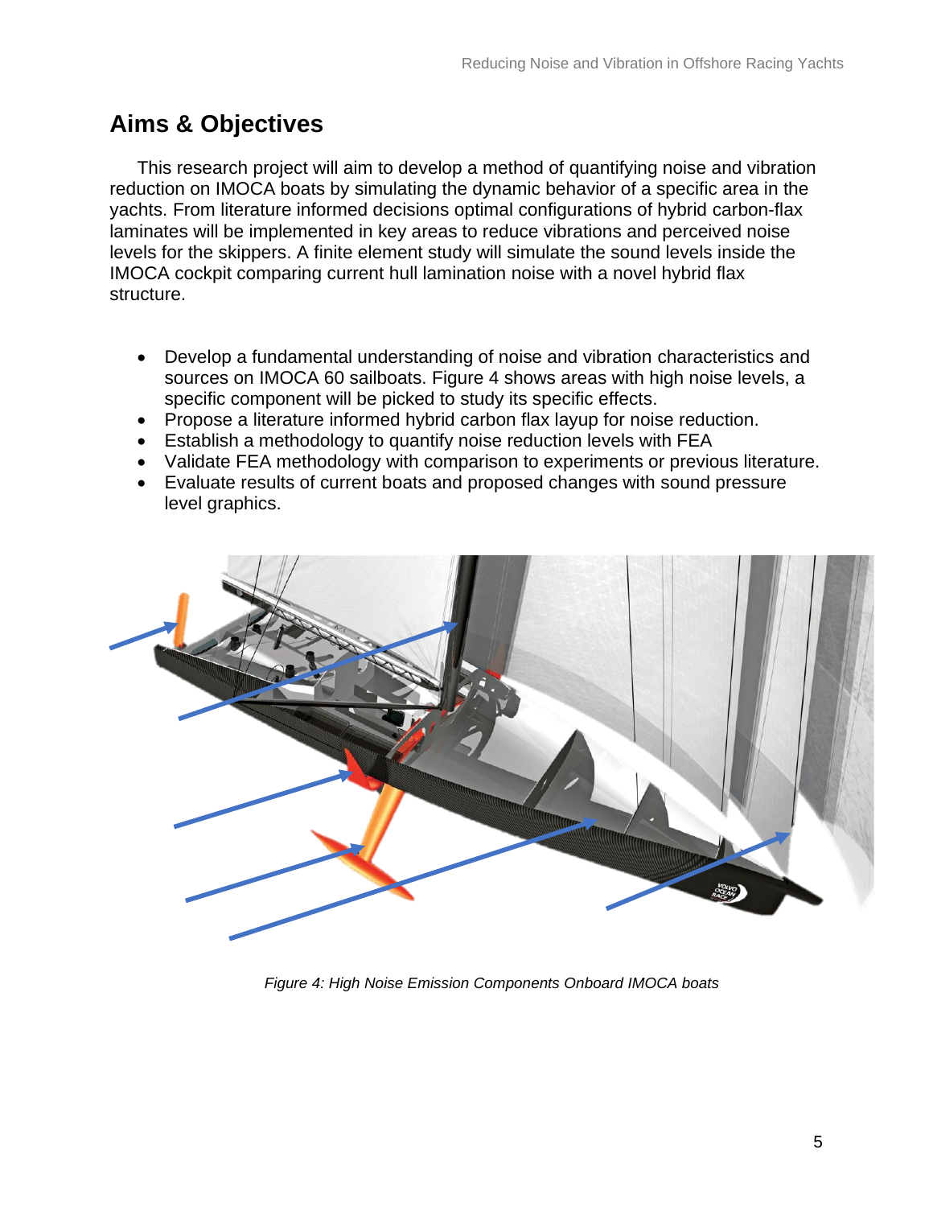## Aims & Objectives

This research project will aim to develop a method of quantifying noise and vibration reduction on IMOCA boats by simulating the dynamic behavior of a specific area in the yachts. From literature informed decisions optimal configurations of hybrid carbon-flax laminates will be implemented in key areas to reduce vibrations and perceived noise levels for the skippers. A finite element study will simulate the sound levels inside the IMOCA cockpit comparing current hull lamination noise with a novel hybrid flax structure.

- Develop a fundamental understanding of noise and vibration characteristics and sources on IMOCA 60 sailboats. Figure 4 shows areas with high noise levels, a specific component will be picked to study its specific effects.
- Propose a literature informed hybrid carbon flax layup for noise reduction.
- Establish a methodology to quantify noise reduction levels with FEA
- Validate FEA methodology with comparison to experiments or previous literature.
- Evaluate results of current boats and proposed changes with sound pressure level graphics.

*Figure 4: High Noise Emission Components Onboard IMOCA boats*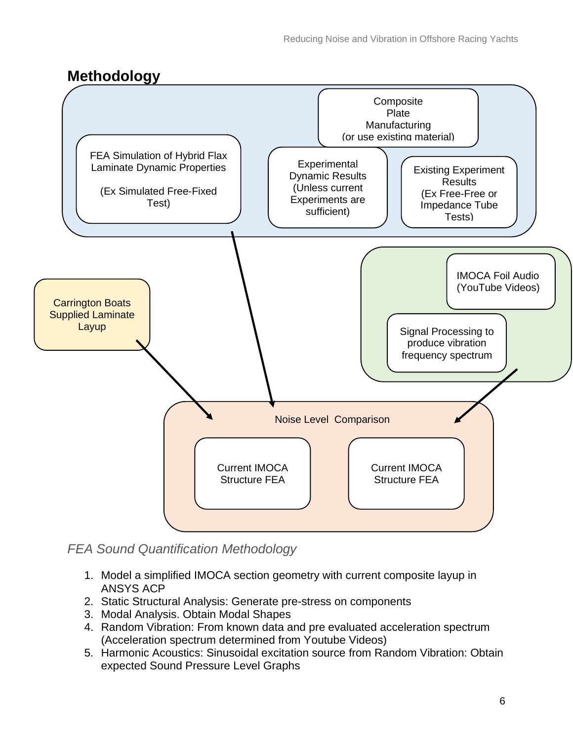## Methodology

Composite Plate Manufacturing (or use existing material)

FEA Simulation of Hybrid Flax Laminate Dynamic Properties

(Ex Simulated Free-Fixed Test)

Experimental Dynamic Results (Unless current Experiments are sufficient)

Existing Experiment Results (Ex Free-Free or Impedance Tube Tests)

IMOCA Foil Audio (YouTube Videos)

Carrington Boats Supplied Laminate Layup

Signal Processing to produce vibration frequency spectrum

Noise Level Comparison

Current IMOCA Structure FEA

Current IMOCA Structure FEA

*FEA Sound Quantification Methodology*

1. Model a simplified IMOCA section geometry with current composite layup in ANSYS ACP
2. Static Structural Analysis: Generate pre-stress on components
3. Modal Analysis. Obtain Modal Shapes
4. Random Vibration: From known data and pre evaluated acceleration spectrum (Acceleration spectrum determined from Youtube Videos)
5. Harmonic Acoustics: Sinusoidal excitation source from Random Vibration: Obtain expected Sound Pressure Level Graphs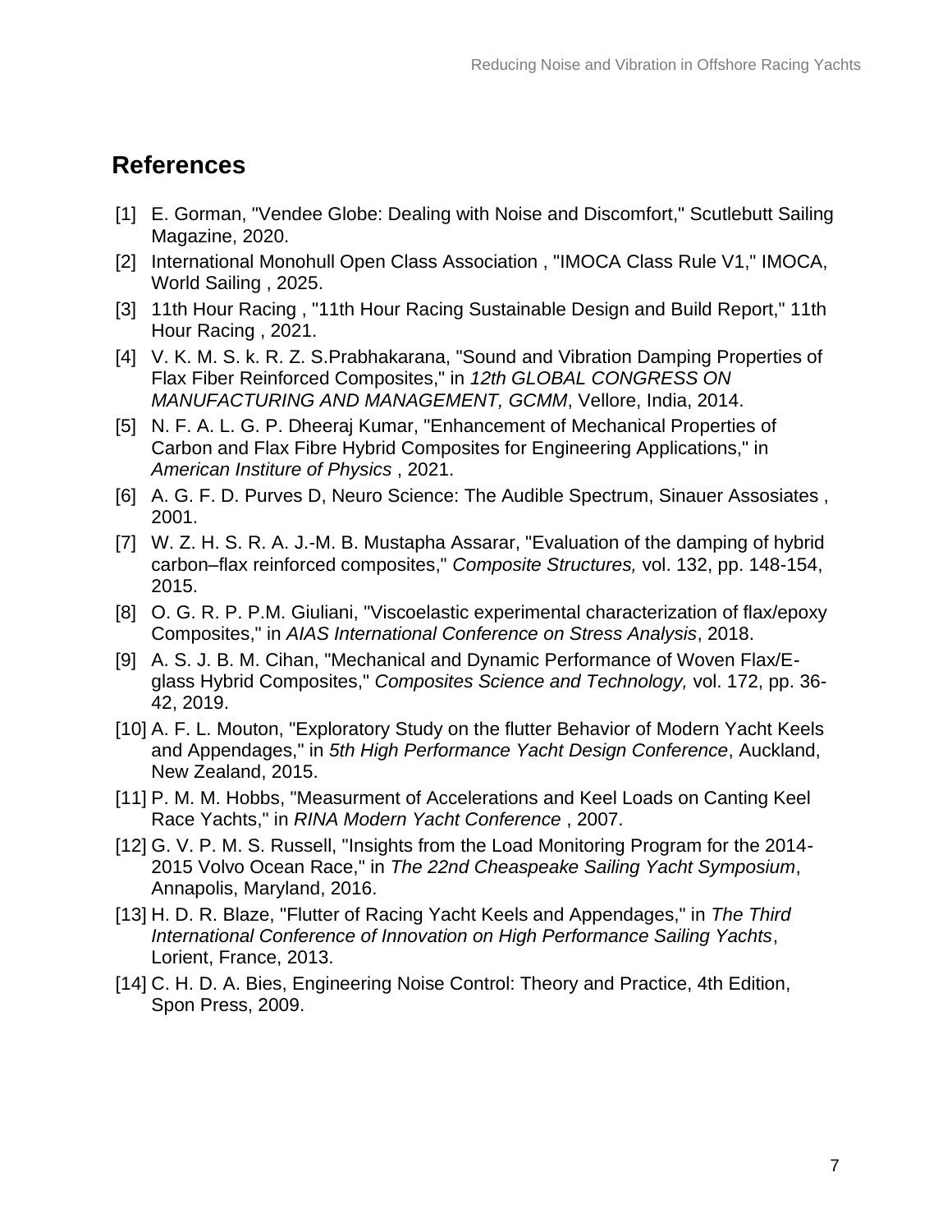## References

[1] E. Gorman, "Vendee Globe: Dealing with Noise and Discomfort," Scutlebutt Sailing Magazine, 2020.

[2] International Monohull Open Class Association , "IMOCA Class Rule V1," IMOCA, World Sailing , 2025.

[3] 11th Hour Racing , "11th Hour Racing Sustainable Design and Build Report," 11th Hour Racing , 2021.

[4] V. K. M. S. k. R. Z. S.Prabhakarana, "Sound and Vibration Damping Properties of Flax Fiber Reinforced Composites," in *12th GLOBAL CONGRESS ON MANUFACTURING AND MANAGEMENT, GCMM*, Vellore, India, 2014.

[5] N. F. A. L. G. P. Dheeraj Kumar, "Enhancement of Mechanical Properties of Carbon and Flax Fibre Hybrid Composites for Engineering Applications," in *American Institure of Physics* , 2021.

[6] A. G. F. D. Purves D, Neuro Science: The Audible Spectrum, Sinauer Assosiates , 2001.

[7] W. Z. H. S. R. A. J.-M. B. Mustapha Assarar, "Evaluation of the damping of hybrid carbon–flax reinforced composites," *Composite Structures,* vol. 132, pp. 148-154, 2015.

[8] O. G. R. P. P.M. Giuliani, "Viscoelastic experimental characterization of flax/epoxy Composites," in *AIAS International Conference on Stress Analysis*, 2018.

[9] A. S. J. B. M. Cihan, "Mechanical and Dynamic Performance of Woven Flax/E-glass Hybrid Composites," *Composites Science and Technology,* vol. 172, pp. 36-42, 2019.

[10] A. F. L. Mouton, "Exploratory Study on the flutter Behavior of Modern Yacht Keels and Appendages," in *5th High Performance Yacht Design Conference*, Auckland, New Zealand, 2015.

[11] P. M. M. Hobbs, "Measurment of Accelerations and Keel Loads on Canting Keel Race Yachts," in *RINA Modern Yacht Conference* , 2007.

[12] G. V. P. M. S. Russell, "Insights from the Load Monitoring Program for the 2014-2015 Volvo Ocean Race," in *The 22nd Cheaspeake Sailing Yacht Symposium*, Annapolis, Maryland, 2016.

[13] H. D. R. Blaze, "Flutter of Racing Yacht Keels and Appendages," in *The Third International Conference of Innovation on High Performance Sailing Yachts*, Lorient, France, 2013.

[14] C. H. D. A. Bies, Engineering Noise Control: Theory and Practice, 4th Edition, Spon Press, 2009.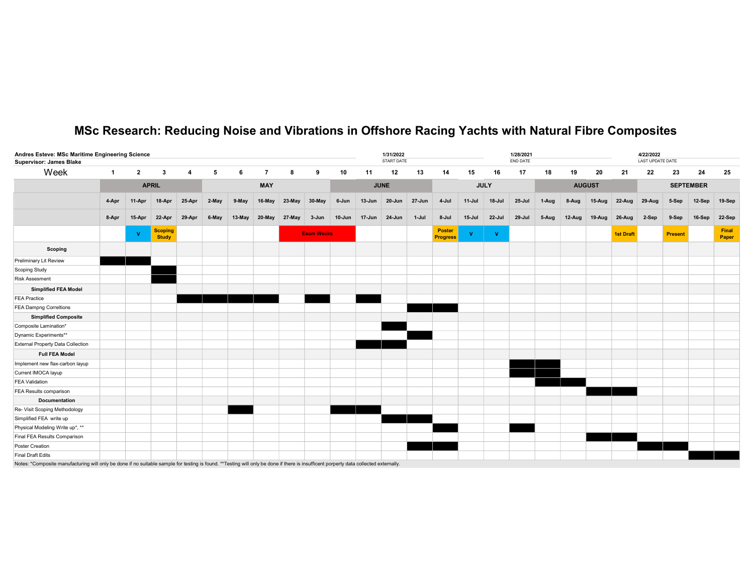# MSc Research: Reducing Noise and Vibrations in Offshore Racing Yachts with Natural Fibre Composites

**Andres Esteve: MSc Maritime Engineering Science**
**Supervisor: James Blake**

**1/31/2022** START DATE

**1/28/2021** END DATE

**4/22/2022** LAST UPDATE DATE

| Week | 1 | 2 | 3 | 4 | 5 | 6 | 7 | 8 | 9 | 10 | 11 | 12 | 13 | 14 | 15 | 16 | 17 | 18 | 19 | 20 | 21 | 22 | 23 | 24 | 25 |
|---|---|---|---|---|---|---|---|---|---|---|---|---|---|---|---|---|---|---|---|---|---|---|---|---|---|
| | APRIL | | | | MAY | | | | | JUNE | | | | JULY | | | | AUGUST | | | | SEPTEMBER | | | |
| | 4-Apr | 11-Apr | 18-Apr | 25-Apr | 2-May | 9-May | 16-May | 23-May | 30-May | 6-Jun | 13-Jun | 20-Jun | 27-Jun | 4-Jul | 11-Jul | 18-Jul | 25-Jul | 1-Aug | 8-Aug | 15-Aug | 22-Aug | 29-Aug | 5-Sep | 12-Sep | 19-Sep |
| | 8-Apr | 15-Apr | 22-Apr | 29-Apr | 6-May | 13-May | 20-May | 27-May | 3-Jun | 10-Jun | 17-Jun | 24-Jun | 1-Jul | 8-Jul | 15-Jul | 22-Jul | 29-Jul | 5-Aug | 12-Aug | 19-Aug | 26-Aug | 2-Sep | 9-Sep | 16-Sep | 22-Sep |
| | | V | Scoping Study | | | | | Exam Weeks | | | | | | Poster Progress | V | V | | | | | 1st Draft | | Present | | Final Paper |
| **Scoping** | | | | | | | | | | | | | | | | | | | | | | | | | |
| Preliminary Lit Review | ■ | ■ | | | | | | | | | | | | | | | | | | | | | | | |
| Scoping Study | | | ■ | | | | | | | | | | | | | | | | | | | | | | |
| Risk Assesment | | | ■ | | | | | | | | | | | | | | | | | | | | | | |
| **Simplified FEA Model** | | | | | | | | | | | | | | | | | | | | | | | | | |
| FEA Practice | | | | ■ | ■ | ■ | ■ | | ■ | | ■ | | | | | | | | | | | | | | |
| FEA Dampng Correltions | | | | | | | | | | | | | ■ | ■ | | | | | | | | | | | |
| **Simplified Composite** | | | | | | | | | | | | | | | | | | | | | | | | | |
| Composite Lamination* | | | | | | | | | | | | ■ | | | | | | | | | | | | | |
| Dynamic Experiments** | | | | | | | | | | | | | ■ | | | | | | | | | | | | |
| External Property Data Collection | | | | | | | | | | | ■ | ■ | | | | | | | | | | | | | |
| **Full FEA Model** | | | | | | | | | | | | | | | | | | | | | | | | | |
| Implement new flax-carbon layup | | | | | | | | | | | | | | | | | ■ | ■ | | | | | | | |
| Current IMOCA layup | | | | | | | | | | | | | | | | | ■ | ■ | | | | | | | |
| FEA Validation | | | | | | | | | | | | | | | | | | ■ | ■ | | | | | | |
| FEA Results comparison | | | | | | | | | | | | | | | | | | | | ■ | ■ | | | | |
| **Documentation** | | | | | | | | | | | | | | | | | | | | | | | | | |
| Re- Visit Scoping Methodology | | | | | | ■ | | | | ■ | ■ | | | | | | | | | | | | | | |
| Simplified FEA write up | | | | | | | | | | | | ■ | ■ | | | | | | | | | | | | |
| Physical Modeling Write up*, ** | | | | | | | | | | | | | | ■ | | | ■ | | | | | | | | |
| Final FEA Results Comparison | | | | | | | | | | | | | | | | | | | | ■ | ■ | | | | |
| Poster Creation | | | | | | | | | | | | | ■ | ■ | | | | | | | | ■ | ■ | | |
| Final Draft Edits | | | | | | | | | | | | | | | | | | | | | | | | ■ | ■ |

Notes: *Composite manufacturing will only be done if no suitable sample for testing is found. **Testing will only be done if there is insufficent porperty data collected externally.